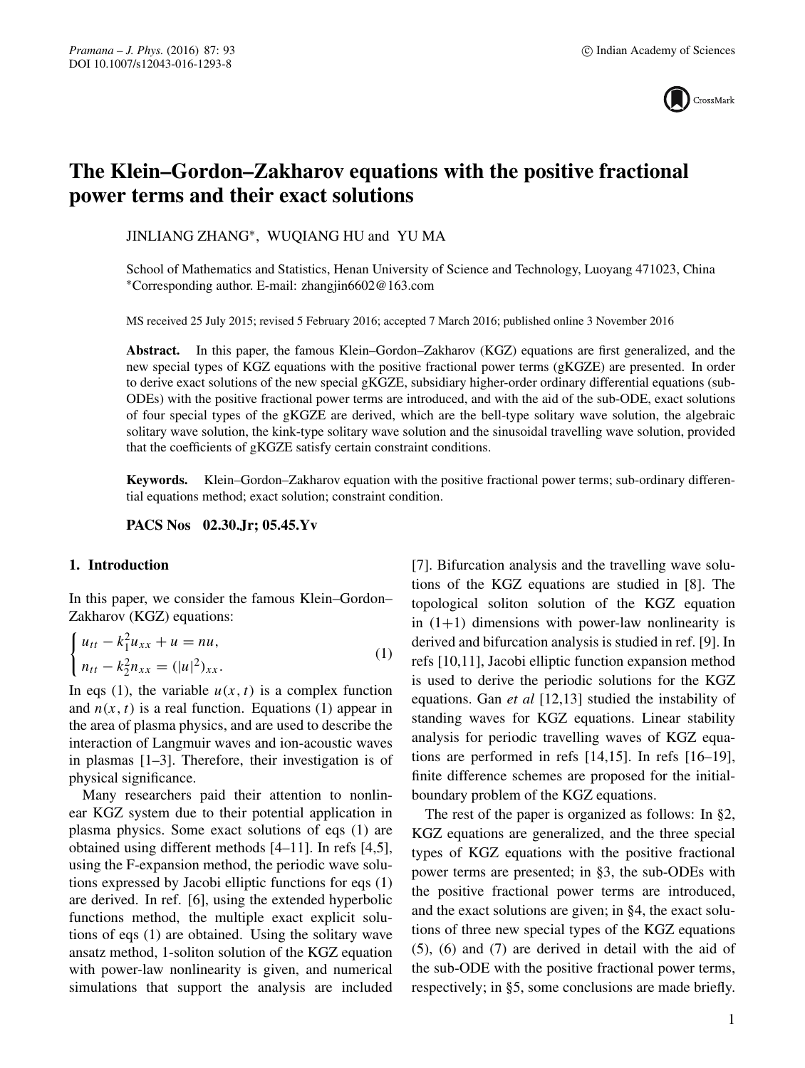# The Klein–Gordon–Zakharov equations with the positive fractional power terms and their exact solutions

JINLIANG ZHANG*, WUQIANG HU and YU MA

School of Mathematics and Statistics, Henan University of Science and Technology, Luoyang 471023, China
*Corresponding author. E-mail: zhangjin6602@163.com

MS received 25 July 2015; revised 5 February 2016; accepted 7 March 2016; published online 3 November 2016

**Abstract.** In this paper, the famous Klein–Gordon–Zakharov (KGZ) equations are first generalized, and the new special types of KGZ equations with the positive fractional power terms (gKGZE) are presented. In order to derive exact solutions of the new special gKGZE, subsidiary higher-order ordinary differential equations (sub-ODEs) with the positive fractional power terms are introduced, and with the aid of the sub-ODE, exact solutions of four special types of the gKGZE are derived, which are the bell-type solitary wave solution, the algebraic solitary wave solution, the kink-type solitary wave solution and the sinusoidal travelling wave solution, provided that the coefficients of gKGZE satisfy certain constraint conditions.

**Keywords.** Klein–Gordon–Zakharov equation with the positive fractional power terms; sub-ordinary differential equations method; exact solution; constraint condition.

**PACS Nos** 02.30.Jr; 05.45.Yv

## 1. Introduction

In this paper, we consider the famous Klein–Gordon–Zakharov (KGZ) equations:

$$\begin{cases} u_{tt} - k_1^2 u_{xx} + u = nu, \\ n_{tt} - k_2^2 n_{xx} = (|u|^2)_{xx}. \end{cases} \tag{1}$$

In eqs (1), the variable $u(x, t)$ is a complex function and $n(x, t)$ is a real function. Equations (1) appear in the area of plasma physics, and are used to describe the interaction of Langmuir waves and ion-acoustic waves in plasmas [1–3]. Therefore, their investigation is of physical significance.

Many researchers paid their attention to nonlinear KGZ system due to their potential application in plasma physics. Some exact solutions of eqs (1) are obtained using different methods [4–11]. In refs [4,5], using the F-expansion method, the periodic wave solutions expressed by Jacobi elliptic functions for eqs (1) are derived. In ref. [6], using the extended hyperbolic functions method, the multiple exact explicit solutions of eqs (1) are obtained. Using the solitary wave ansatz method, 1-soliton solution of the KGZ equation with power-law nonlinearity is given, and numerical simulations that support the analysis are included [7]. Bifurcation analysis and the travelling wave solutions of the KGZ equations are studied in [8]. The topological soliton solution of the KGZ equation in (1+1) dimensions with power-law nonlinearity is derived and bifurcation analysis is studied in ref. [9]. In refs [10,11], Jacobi elliptic function expansion method is used to derive the periodic solutions for the KGZ equations. Gan *et al* [12,13] studied the instability of standing waves for KGZ equations. Linear stability analysis for periodic travelling waves of KGZ equations are performed in refs [14,15]. In refs [16–19], finite difference schemes are proposed for the initial-boundary problem of the KGZ equations.

The rest of the paper is organized as follows: In §2, KGZ equations are generalized, and the three special types of KGZ equations with the positive fractional power terms are presented; in §3, the sub-ODEs with the positive fractional power terms are introduced, and the exact solutions are given; in §4, the exact solutions of three new special types of the KGZ equations (5), (6) and (7) are derived in detail with the aid of the sub-ODE with the positive fractional power terms, respectively; in §5, some conclusions are made briefly.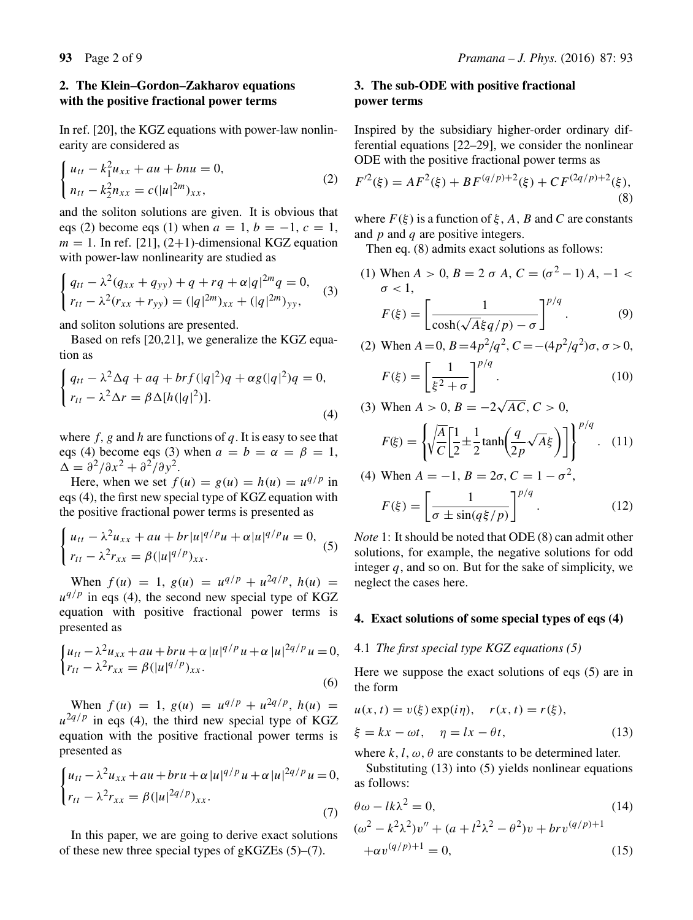## 2. The Klein–Gordon–Zakharov equations with the positive fractional power terms

In ref. [20], the KGZ equations with power-law nonlinearity are considered as

$$\begin{cases} u_{tt} - k_1^2 u_{xx} + au + bnu = 0, \\ n_{tt} - k_2^2 n_{xx} = c(|u|^{2m})_{xx}, \end{cases} \tag{2}$$

and the soliton solutions are given. It is obvious that eqs (2) become eqs (1) when $a = 1$, $b = -1$, $c = 1$, $m = 1$. In ref. [21], (2+1)-dimensional KGZ equation with power-law nonlinearity are studied as

$$\begin{cases} q_{tt} - \lambda^2(q_{xx} + q_{yy}) + q + rq + \alpha|q|^{2m}q = 0, \\ r_{tt} - \lambda^2(r_{xx} + r_{yy}) = (|q|^{2m})_{xx} + (|q|^{2m})_{yy}, \end{cases} \tag{3}$$

and soliton solutions are presented.

Based on refs [20,21], we generalize the KGZ equation as

$$\begin{cases} q_{tt} - \lambda^2 \Delta q + aq + brf(|q|^2)q + \alpha g(|q|^2)q = 0, \\ r_{tt} - \lambda^2 \Delta r = \beta \Delta[h(|q|^2)]. \end{cases} \tag{4}$$

where $f$, $g$ and $h$ are functions of $q$. It is easy to see that eqs (4) become eqs (3) when $a = b = \alpha = \beta = 1$, $\Delta = \partial^2/\partial x^2 + \partial^2/\partial y^2$.

Here, when we set $f(u) = g(u) = h(u) = u^{q/p}$ in eqs (4), the first new special type of KGZ equation with the positive fractional power terms is presented as

$$\begin{cases} u_{tt} - \lambda^2 u_{xx} + au + br|u|^{q/p}u + \alpha|u|^{q/p}u = 0, \\ r_{tt} - \lambda^2 r_{xx} = \beta(|u|^{q/p})_{xx}. \end{cases} \tag{5}$$

When $f(u) = 1$, $g(u) = u^{q/p} + u^{2q/p}$, $h(u) = u^{q/p}$ in eqs (4), the second new special type of KGZ equation with positive fractional power terms is presented as

$$\begin{cases} u_{tt} - \lambda^2 u_{xx} + au + bru + \alpha|u|^{q/p}u + \alpha|u|^{2q/p}u = 0, \\ r_{tt} - \lambda^2 r_{xx} = \beta(|u|^{q/p})_{xx}. \end{cases} \tag{6}$$

When $f(u) = 1$, $g(u) = u^{q/p} + u^{2q/p}$, $h(u) = u^{2q/p}$ in eqs (4), the third new special type of KGZ equation with the positive fractional power terms is presented as

$$\begin{cases} u_{tt} - \lambda^2 u_{xx} + au + bru + \alpha|u|^{q/p}u + \alpha|u|^{2q/p}u = 0, \\ r_{tt} - \lambda^2 r_{xx} = \beta(|u|^{2q/p})_{xx}. \end{cases} \tag{7}$$

In this paper, we are going to derive exact solutions of these new three special types of gKGZEs (5)–(7).

## 3. The sub-ODE with positive fractional power terms

Inspired by the subsidiary higher-order ordinary differential equations [22–29], we consider the nonlinear ODE with the positive fractional power terms as

$$F'^2(\xi) = AF^2(\xi) + BF^{(q/p)+2}(\xi) + CF^{(2q/p)+2}(\xi), \tag{8}$$

where $F(\xi)$ is a function of $\xi$, $A$, $B$ and $C$ are constants and $p$ and $q$ are positive integers.

Then eq. (8) admits exact solutions as follows:

(1) When $A > 0$, $B = 2\,\sigma\,A$, $C = (\sigma^2 - 1)\,A$, $-1 < \sigma < 1$,

$$F(\xi) = \left[\frac{1}{\cosh(\sqrt{A}\xi q/p) - \sigma}\right]^{p/q}. \tag{9}$$

(2) When $A = 0$, $B = 4p^2/q^2$, $C = -(4p^2/q^2)\sigma$, $\sigma > 0$,

$$F(\xi) = \left[\frac{1}{\xi^2 + \sigma}\right]^{p/q}. \tag{10}$$

(3) When $A > 0$, $B = -2\sqrt{AC}$, $C > 0$,

$$F(\xi) = \left\{\sqrt{\frac{A}{C}}\left[\frac{1}{2} \pm \frac{1}{2}\tanh\left(\frac{q}{2p}\sqrt{A}\xi\right)\right]\right\}^{p/q}. \tag{11}$$

(4) When $A = -1$, $B = 2\sigma$, $C = 1 - \sigma^2$,

$$F(\xi) = \left[\frac{1}{\sigma \pm \sin(q\xi/p)}\right]^{p/q}. \tag{12}$$

*Note* 1: It should be noted that ODE (8) can admit other solutions, for example, the negative solutions for odd integer $q$, and so on. But for the sake of simplicity, we neglect the cases here.

## 4. Exact solutions of some special types of eqs (4)

### 4.1 *The first special type KGZ equations (5)*

Here we suppose the exact solutions of eqs (5) are in the form

$$u(x, t) = v(\xi)\exp(i\eta), \quad r(x, t) = r(\xi),$$
$$\xi = kx - \omega t, \quad \eta = lx - \theta t, \tag{13}$$

where $k$, $l$, $\omega$, $\theta$ are constants to be determined later.

Substituting (13) into (5) yields nonlinear equations as follows:

$$\theta\omega - lk\lambda^2 = 0, \tag{14}$$

$$(\omega^2 - k^2\lambda^2)v'' + (a + l^2\lambda^2 - \theta^2)v + brv^{(q/p)+1} + \alpha v^{(q/p)+1} = 0, \tag{15}$$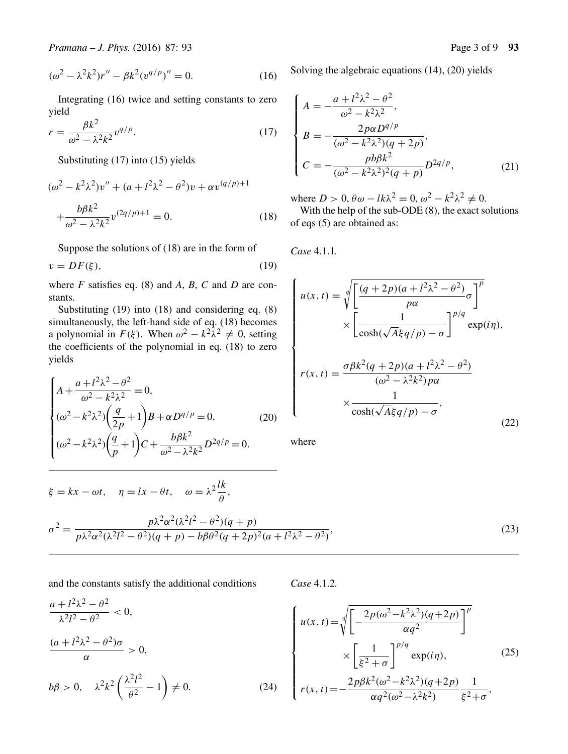$$(\omega^2 - \lambda^2 k^2) r'' - \beta k^2 (v^{q/p})'' = 0. \tag{16}$$

Integrating (16) twice and setting constants to zero yield

$$r = \frac{\beta k^2}{\omega^2 - \lambda^2 k^2} v^{q/p}. \tag{17}$$

Substituting (17) into (15) yields

$$(\omega^2 - k^2\lambda^2) v'' + (a + l^2\lambda^2 - \theta^2) v + \alpha v^{(q/p)+1} + \frac{b\beta k^2}{\omega^2 - \lambda^2 k^2} v^{(2q/p)+1} = 0. \tag{18}$$

Suppose the solutions of (18) are in the form of

$$v = DF(\xi), \tag{19}$$

where $F$ satisfies eq. (8) and $A$, $B$, $C$ and $D$ are constants.

Substituting (19) into (18) and considering eq. (8) simultaneously, the left-hand side of eq. (18) becomes a polynomial in $F(\xi)$. When $\omega^2 - k^2\lambda^2 \neq 0$, setting the coefficients of the polynomial in eq. (18) to zero yields

$$\begin{cases} A + \dfrac{a + l^2\lambda^2 - \theta^2}{\omega^2 - k^2\lambda^2} = 0, \\ (\omega^2 - k^2\lambda^2)\left(\dfrac{q}{2p} + 1\right) B + \alpha D^{q/p} = 0, \\ (\omega^2 - k^2\lambda^2)\left(\dfrac{q}{p} + 1\right) C + \dfrac{b\beta k^2}{\omega^2 - \lambda^2 k^2} D^{2q/p} = 0. \end{cases} \tag{20}$$

Solving the algebraic equations (14), (20) yields

$$\begin{cases} A = -\dfrac{a + l^2\lambda^2 - \theta^2}{\omega^2 - k^2\lambda^2}, \\ B = -\dfrac{2p\alpha D^{q/p}}{(\omega^2 - k^2\lambda^2)(q + 2p)}, \\ C = -\dfrac{pb\beta k^2}{(\omega^2 - k^2\lambda^2)^2 (q + p)} D^{2q/p}, \end{cases} \tag{21}$$

where $D > 0$, $\theta\omega - lk\lambda^2 = 0$, $\omega^2 - k^2\lambda^2 \neq 0$.

With the help of the sub-ODE (8), the exact solutions of eqs (5) are obtained as:

*Case* 4.1.1.

$$\begin{cases} u(x,t) = \sqrt[q]{\left[\dfrac{(q + 2p)(a + l^2\lambda^2 - \theta^2)}{p\alpha}\sigma\right]^p} \times \left[\dfrac{1}{\cosh(\sqrt{A}\xi q/p) - \sigma}\right]^{p/q} \exp(i\eta), \\ r(x,t) = \dfrac{\sigma\beta k^2 (q + 2p)(a + l^2\lambda^2 - \theta^2)}{(\omega^2 - \lambda^2 k^2) p\alpha} \times \dfrac{1}{\cosh(\sqrt{A}\xi q/p) - \sigma}, \end{cases} \tag{22}$$

where

$$\xi = kx - \omega t, \quad \eta = lx - \theta t, \quad \omega = \lambda^2 \frac{lk}{\theta},$$

$$\sigma^2 = \frac{p\lambda^2\alpha^2(\lambda^2 l^2 - \theta^2)(q + p)}{p\lambda^2\alpha^2(\lambda^2 l^2 - \theta^2)(q + p) - b\beta\theta^2(q + 2p)^2(a + l^2\lambda^2 - \theta^2)}, \tag{23}$$

and the constants satisfy the additional conditions

$$\frac{a + l^2\lambda^2 - \theta^2}{\lambda^2 l^2 - \theta^2} < 0,$$

$$\frac{(a + l^2\lambda^2 - \theta^2)\sigma}{\alpha} > 0,$$

$$b\beta > 0, \quad \lambda^2 k^2 \left(\frac{\lambda^2 l^2}{\theta^2} - 1\right) \neq 0. \tag{24}$$

*Case* 4.1.2.

$$\begin{cases} u(x,t) = \sqrt[q]{\left[-\dfrac{2p(\omega^2 - k^2\lambda^2)(q + 2p)}{\alpha q^2}\right]^p} \times \left[\dfrac{1}{\xi^2 + \sigma}\right]^{p/q} \exp(i\eta), \\ r(x,t) = -\dfrac{2p\beta k^2 (\omega^2 - k^2\lambda^2)(q + 2p)}{\alpha q^2 (\omega^2 - \lambda^2 k^2)} \dfrac{1}{\xi^2 + \sigma}, \end{cases} \tag{25}$$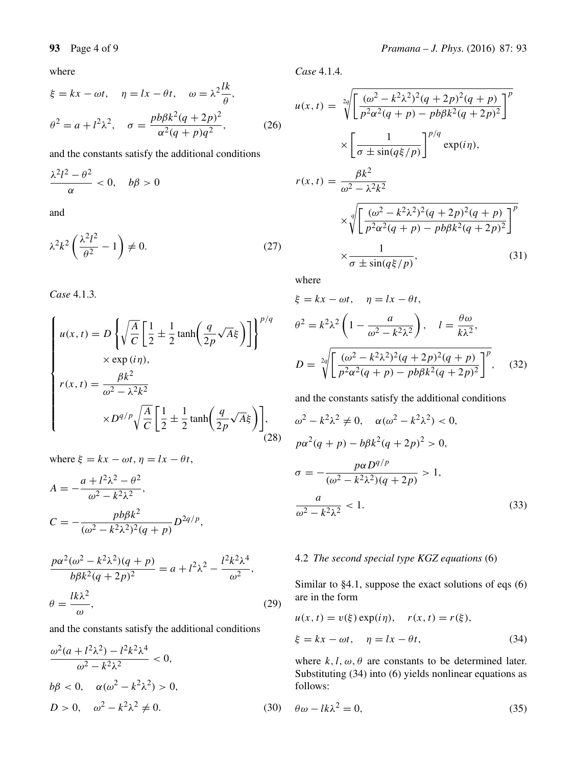where

$$\xi = kx - \omega t, \quad \eta = lx - \theta t, \quad \omega = \lambda^2 \frac{lk}{\theta},$$

$$\theta^2 = a + l^2\lambda^2, \quad \sigma = \frac{pb\beta k^2(q+2p)^2}{\alpha^2(q+p)q^2}, \tag{26}$$

and the constants satisfy the additional conditions

$$\frac{\lambda^2 l^2 - \theta^2}{\alpha} < 0, \quad b\beta > 0$$

and

$$\lambda^2 k^2 \left(\frac{\lambda^2 l^2}{\theta^2} - 1\right) \neq 0. \tag{27}$$

*Case* 4.1.3.

$$\begin{cases} u(x,t) = D\left\{\sqrt{\dfrac{A}{C}}\left[\dfrac{1}{2} \pm \dfrac{1}{2}\tanh\left(\dfrac{q}{2p}\sqrt{A}\xi\right)\right]\right\}^{p/q} \\ \qquad \times \exp(i\eta), \\ r(x,t) = \dfrac{\beta k^2}{\omega^2 - \lambda^2 k^2} \\ \qquad \times D^{q/p}\sqrt{\dfrac{A}{C}}\left[\dfrac{1}{2} \pm \dfrac{1}{2}\tanh\left(\dfrac{q}{2p}\sqrt{A}\xi\right)\right], \end{cases} \tag{28}$$

where $\xi = kx - \omega t$, $\eta = lx - \theta t$,

$$A = -\frac{a + l^2\lambda^2 - \theta^2}{\omega^2 - k^2\lambda^2},$$

$$C = -\frac{pb\beta k^2}{(\omega^2 - k^2\lambda^2)^2(q+p)} D^{2q/p},$$

$$\frac{p\alpha^2(\omega^2 - k^2\lambda^2)(q+p)}{b\beta k^2(q+2p)^2} = a + l^2\lambda^2 - \frac{l^2k^2\lambda^4}{\omega^2},$$

$$\theta = \frac{lk\lambda^2}{\omega}, \tag{29}$$

and the constants satisfy the additional conditions

$$\frac{\omega^2(a + l^2\lambda^2) - l^2k^2\lambda^4}{\omega^2 - k^2\lambda^2} < 0,$$

$$b\beta < 0, \quad \alpha(\omega^2 - k^2\lambda^2) > 0,$$

$$D > 0, \quad \omega^2 - k^2\lambda^2 \neq 0. \tag{30}$$

*Case* 4.1.4.

$$u(x,t) = \sqrt[2q]{\left[\frac{(\omega^2 - k^2\lambda^2)^2(q+2p)^2(q+p)}{p^2\alpha^2(q+p) - pb\beta k^2(q+2p)^2}\right]^p}$$

$$\times \left[\frac{1}{\sigma \pm \sin(q\xi/p)}\right]^{p/q} \exp(i\eta),$$

$$r(x,t) = \frac{\beta k^2}{\omega^2 - \lambda^2 k^2}$$

$$\times \sqrt[q]{\left[\frac{(\omega^2 - k^2\lambda^2)^2(q+2p)^2(q+p)}{p^2\alpha^2(q+p) - pb\beta k^2(q+2p)^2}\right]^p}$$

$$\times \frac{1}{\sigma \pm \sin(q\xi/p)}, \tag{31}$$

where

$$\xi = kx - \omega t, \quad \eta = lx - \theta t,$$

$$\theta^2 = k^2\lambda^2\left(1 - \frac{a}{\omega^2 - k^2\lambda^2}\right), \quad l = \frac{\theta\omega}{k\lambda^2},$$

$$D = \sqrt[2q]{\left[\frac{(\omega^2 - k^2\lambda^2)^2(q+2p)^2(q+p)}{p^2\alpha^2(q+p) - pb\beta k^2(q+2p)^2}\right]^p}, \tag{32}$$

and the constants satisfy the additional conditions

$$\omega^2 - k^2\lambda^2 \neq 0, \quad \alpha(\omega^2 - k^2\lambda^2) < 0,$$

$$p\alpha^2(q+p) - b\beta k^2(q+2p)^2 > 0,$$

$$\sigma = -\frac{p\alpha D^{q/p}}{(\omega^2 - k^2\lambda^2)(q+2p)} > 1,$$

$$\frac{a}{\omega^2 - k^2\lambda^2} < 1. \tag{33}$$

### 4.2 *The second special type KGZ equations* (6)

Similar to §4.1, suppose the exact solutions of eqs (6) are in the form

$$u(x,t) = v(\xi)\exp(i\eta), \quad r(x,t) = r(\xi),$$

$$\xi = kx - \omega t, \quad \eta = lx - \theta t, \tag{34}$$

where $k, l, \omega, \theta$ are constants to be determined later. Substituting (34) into (6) yields nonlinear equations as follows:

$$\theta\omega - lk\lambda^2 = 0, \tag{35}$$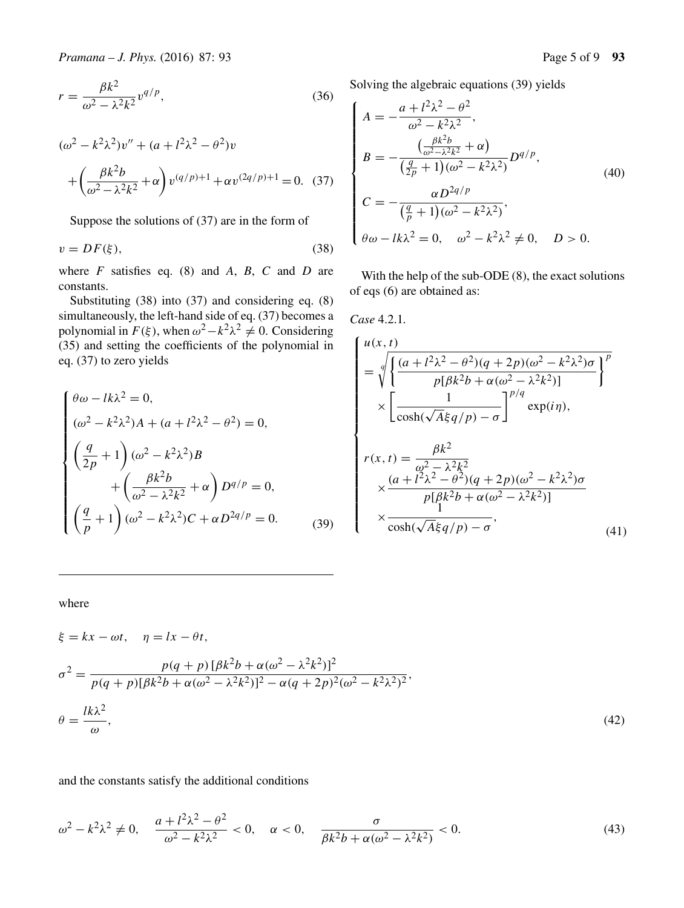$$r = \frac{\beta k^2}{\omega^2 - \lambda^2 k^2} v^{q/p}, \tag{36}$$

$$(\omega^2 - k^2\lambda^2)v'' + (a + l^2\lambda^2 - \theta^2)v + \left(\frac{\beta k^2 b}{\omega^2 - \lambda^2 k^2} + \alpha\right) v^{(q/p)+1} + \alpha v^{(2q/p)+1} = 0. \tag{37}$$

Suppose the solutions of (37) are in the form of

$$v = DF(\xi), \tag{38}$$

where $F$ satisfies eq. (8) and $A$, $B$, $C$ and $D$ are constants.

Substituting (38) into (37) and considering eq. (8) simultaneously, the left-hand side of eq. (37) becomes a polynomial in $F(\xi)$, when $\omega^2 - k^2\lambda^2 \neq 0$. Considering (35) and setting the coefficients of the polynomial in eq. (37) to zero yields

$$\begin{cases} \theta\omega - lk\lambda^2 = 0, \\ (\omega^2 - k^2\lambda^2)A + (a + l^2\lambda^2 - \theta^2) = 0, \\ \left(\dfrac{q}{2p} + 1\right)(\omega^2 - k^2\lambda^2)B \\ \qquad + \left(\dfrac{\beta k^2 b}{\omega^2 - \lambda^2 k^2} + \alpha\right) D^{q/p} = 0, \\ \left(\dfrac{q}{p} + 1\right)(\omega^2 - k^2\lambda^2)C + \alpha D^{2q/p} = 0. \end{cases} \tag{39}$$

Solving the algebraic equations (39) yields

$$\begin{cases} A = -\dfrac{a + l^2\lambda^2 - \theta^2}{\omega^2 - k^2\lambda^2}, \\ B = -\dfrac{\left(\frac{\beta k^2 b}{\omega^2 - \lambda^2 k^2} + \alpha\right)}{\left(\frac{q}{2p} + 1\right)(\omega^2 - k^2\lambda^2)} D^{q/p}, \\ C = -\dfrac{\alpha D^{2q/p}}{\left(\frac{q}{p} + 1\right)(\omega^2 - k^2\lambda^2)}, \\ \theta\omega - lk\lambda^2 = 0, \quad \omega^2 - k^2\lambda^2 \neq 0, \quad D > 0. \end{cases} \tag{40}$$

With the help of the sub-ODE (8), the exact solutions of eqs (6) are obtained as:

*Case* 4.2.1.

$$\begin{cases} u(x,t) \\ = \sqrt[q]{\left\{\dfrac{(a + l^2\lambda^2 - \theta^2)(q + 2p)(\omega^2 - k^2\lambda^2)\sigma}{p[\beta k^2 b + \alpha(\omega^2 - \lambda^2 k^2)]}\right\}^p} \\ \quad \times \left[\dfrac{1}{\cosh(\sqrt{A}\xi q/p) - \sigma}\right]^{p/q} \exp(i\eta), \\ r(x,t) = \dfrac{\beta k^2}{\omega^2 - \lambda^2 k^2} \\ \quad \times \dfrac{(a + l^2\lambda^2 - \theta^2)(q + 2p)(\omega^2 - k^2\lambda^2)\sigma}{p[\beta k^2 b + \alpha(\omega^2 - \lambda^2 k^2)]} \\ \quad \times \dfrac{1}{\cosh(\sqrt{A}\xi q/p) - \sigma}, \end{cases} \tag{41}$$

where

$$\xi = kx - \omega t, \quad \eta = lx - \theta t,$$

$$\sigma^2 = \frac{p(q+p)\,[\beta k^2 b + \alpha(\omega^2 - \lambda^2 k^2)]^2}{p(q+p)[\beta k^2 b + \alpha(\omega^2 - \lambda^2 k^2)]^2 - \alpha(q+2p)^2(\omega^2 - k^2\lambda^2)^2},$$

$$\theta = \frac{lk\lambda^2}{\omega}, \tag{42}$$

and the constants satisfy the additional conditions

$$\omega^2 - k^2\lambda^2 \neq 0, \quad \frac{a + l^2\lambda^2 - \theta^2}{\omega^2 - k^2\lambda^2} < 0, \quad \alpha < 0, \quad \frac{\sigma}{\beta k^2 b + \alpha(\omega^2 - \lambda^2 k^2)} < 0. \tag{43}$$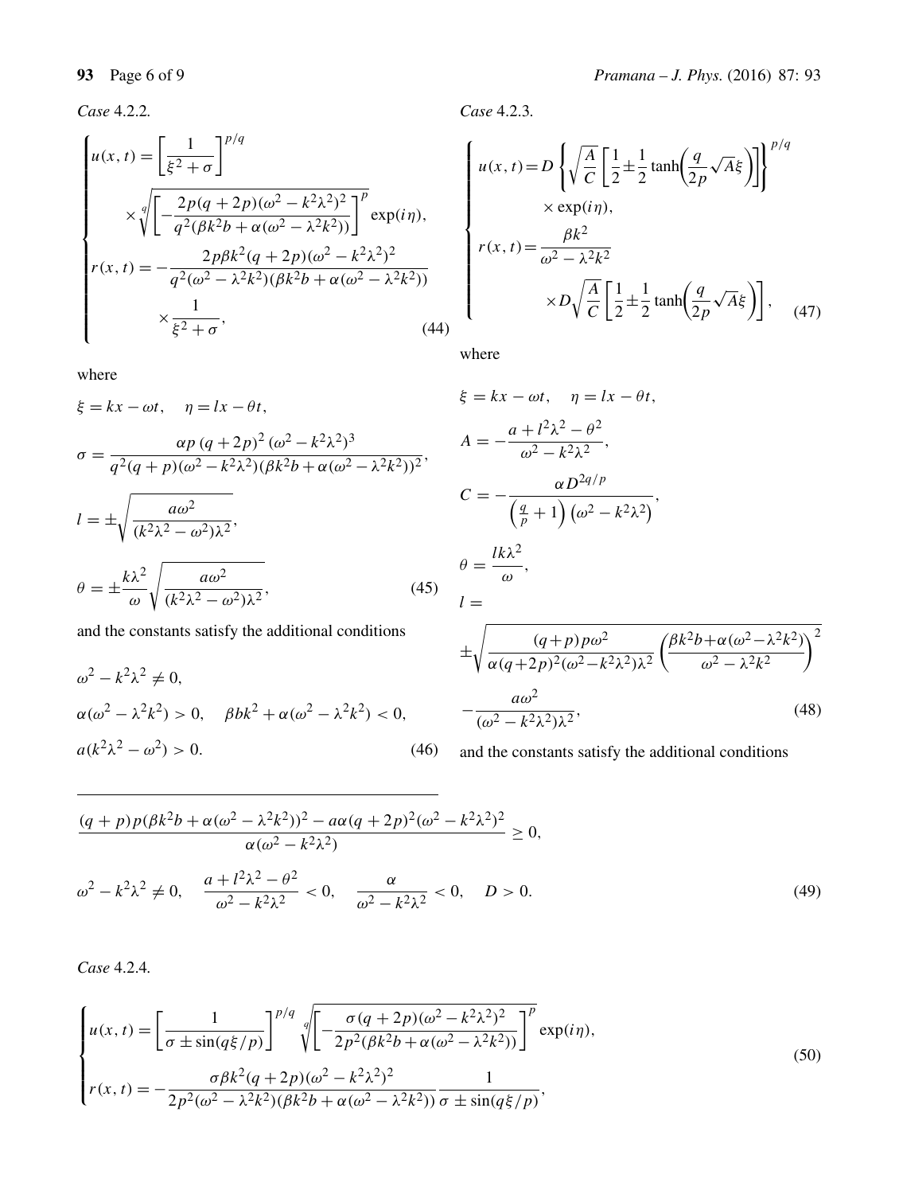*Case* 4.2.2.

$$\begin{cases} u(x,t) = \left[\dfrac{1}{\xi^2+\sigma}\right]^{p/q} \\ \qquad \times \sqrt[q]{\left[-\dfrac{2p(q+2p)(\omega^2-k^2\lambda^2)^2}{q^2(\beta k^2 b+\alpha(\omega^2-\lambda^2 k^2))}\right]^p}\exp(i\eta), \\ r(x,t) = -\dfrac{2p\beta k^2(q+2p)(\omega^2-k^2\lambda^2)^2}{q^2(\omega^2-\lambda^2k^2)(\beta k^2 b+\alpha(\omega^2-\lambda^2k^2))} \\ \qquad \times \dfrac{1}{\xi^2+\sigma}, \end{cases} \tag{44}$$

where

$$\xi = kx-\omega t, \quad \eta = lx-\theta t,$$

$$\sigma = \frac{\alpha p\,(q+2p)^2(\omega^2-k^2\lambda^2)^3}{q^2(q+p)(\omega^2-k^2\lambda^2)(\beta k^2 b+\alpha(\omega^2-\lambda^2k^2))^2},$$

$$l = \pm\sqrt{\frac{a\omega^2}{(k^2\lambda^2-\omega^2)\lambda^2}},$$

$$\theta = \pm\frac{k\lambda^2}{\omega}\sqrt{\frac{a\omega^2}{(k^2\lambda^2-\omega^2)\lambda^2}}, \tag{45}$$

and the constants satisfy the additional conditions

$$\omega^2-k^2\lambda^2 \neq 0,$$

$$\alpha(\omega^2-\lambda^2k^2) > 0, \quad \beta bk^2+\alpha(\omega^2-\lambda^2k^2) < 0,$$

$$a(k^2\lambda^2-\omega^2) > 0. \tag{46}$$

*Case* 4.2.3.

$$\begin{cases} u(x,t) = D\left\{\sqrt{\dfrac{A}{C}}\left[\dfrac{1}{2}\pm\dfrac{1}{2}\tanh\left(\dfrac{q}{2p}\sqrt{A}\xi\right)\right]\right\}^{p/q} \\ \qquad \times \exp(i\eta), \\ r(x,t) = \dfrac{\beta k^2}{\omega^2-\lambda^2k^2} \\ \qquad \times D\sqrt{\dfrac{A}{C}}\left[\dfrac{1}{2}\pm\dfrac{1}{2}\tanh\left(\dfrac{q}{2p}\sqrt{A}\xi\right)\right], \end{cases} \tag{47}$$

where

$$\xi = kx-\omega t, \quad \eta = lx-\theta t,$$

$$A = -\frac{a+l^2\lambda^2-\theta^2}{\omega^2-k^2\lambda^2},$$

$$C = -\frac{\alpha D^{2q/p}}{\left(\frac{q}{p}+1\right)(\omega^2-k^2\lambda^2)},$$

$$\theta = \frac{lk\lambda^2}{\omega},$$

$$l = \pm\sqrt{\frac{(q+p)p\omega^2}{\alpha(q+2p)^2(\omega^2-k^2\lambda^2)\lambda^2}\left(\frac{\beta k^2 b+\alpha(\omega^2-\lambda^2k^2)}{\omega^2-\lambda^2k^2}\right)^2 - \frac{a\omega^2}{(\omega^2-k^2\lambda^2)\lambda^2}}, \tag{48}$$

and the constants satisfy the additional conditions

$$\frac{(q+p)p(\beta k^2 b+\alpha(\omega^2-\lambda^2k^2))^2 - a\alpha(q+2p)^2(\omega^2-k^2\lambda^2)^2}{\alpha(\omega^2-k^2\lambda^2)} \geq 0,$$

$$\omega^2-k^2\lambda^2 \neq 0, \quad \frac{a+l^2\lambda^2-\theta^2}{\omega^2-k^2\lambda^2} < 0, \quad \frac{\alpha}{\omega^2-k^2\lambda^2} < 0, \quad D > 0. \tag{49}$$

*Case* 4.2.4.

$$\begin{cases} u(x,t) = \left[\dfrac{1}{\sigma\pm\sin(q\xi/p)}\right]^{p/q}\sqrt[q]{\left[-\dfrac{\sigma(q+2p)(\omega^2-k^2\lambda^2)^2}{2p^2(\beta k^2 b+\alpha(\omega^2-\lambda^2k^2))}\right]^p}\exp(i\eta), \\ r(x,t) = -\dfrac{\sigma\beta k^2(q+2p)(\omega^2-k^2\lambda^2)^2}{2p^2(\omega^2-\lambda^2k^2)(\beta k^2 b+\alpha(\omega^2-\lambda^2k^2))}\dfrac{1}{\sigma\pm\sin(q\xi/p)}, \end{cases} \tag{50}$$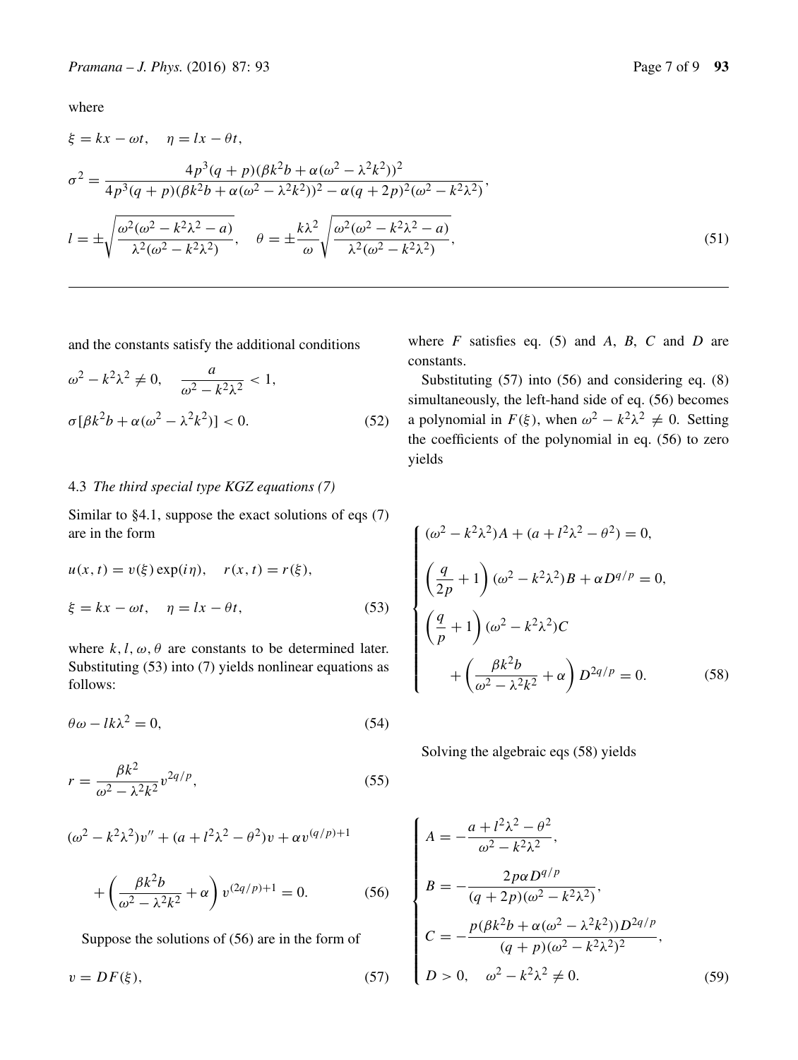where

$$\xi = kx - \omega t, \quad \eta = lx - \theta t,$$

$$\sigma^2 = \frac{4p^3(q+p)(\beta k^2 b + \alpha(\omega^2 - \lambda^2 k^2))^2}{4p^3(q+p)(\beta k^2 b + \alpha(\omega^2 - \lambda^2 k^2))^2 - \alpha(q+2p)^2(\omega^2 - k^2\lambda^2)},$$

$$l = \pm\sqrt{\frac{\omega^2(\omega^2 - k^2\lambda^2 - a)}{\lambda^2(\omega^2 - k^2\lambda^2)}}, \quad \theta = \pm\frac{k\lambda^2}{\omega}\sqrt{\frac{\omega^2(\omega^2 - k^2\lambda^2 - a)}{\lambda^2(\omega^2 - k^2\lambda^2)}}, \tag{51}$$

---

and the constants satisfy the additional conditions

$$\omega^2 - k^2\lambda^2 \neq 0, \quad \frac{a}{\omega^2 - k^2\lambda^2} < 1,$$

$$\sigma[\beta k^2 b + \alpha(\omega^2 - \lambda^2 k^2)] < 0. \tag{52}$$

### 4.3 *The third special type KGZ equations (7)*

Similar to §4.1, suppose the exact solutions of eqs (7) are in the form

$$u(x,t) = v(\xi)\exp(i\eta), \quad r(x,t) = r(\xi),$$

$$\xi = kx - \omega t, \quad \eta = lx - \theta t, \tag{53}$$

where $k, l, \omega, \theta$ are constants to be determined later. Substituting (53) into (7) yields nonlinear equations as follows:

$$\theta\omega - lk\lambda^2 = 0, \tag{54}$$

$$r = \frac{\beta k^2}{\omega^2 - \lambda^2 k^2} v^{2q/p}, \tag{55}$$

$$(\omega^2 - k^2\lambda^2)v'' + (a + l^2\lambda^2 - \theta^2)v + \alpha v^{(q/p)+1} + \left(\frac{\beta k^2 b}{\omega^2 - \lambda^2 k^2} + \alpha\right) v^{(2q/p)+1} = 0. \tag{56}$$

Suppose the solutions of (56) are in the form of

$$v = DF(\xi), \tag{57}$$

where $F$ satisfies eq. (5) and $A$, $B$, $C$ and $D$ are constants.

Substituting (57) into (56) and considering eq. (8) simultaneously, the left-hand side of eq. (56) becomes a polynomial in $F(\xi)$, when $\omega^2 - k^2\lambda^2 \neq 0$. Setting the coefficients of the polynomial in eq. (56) to zero yields

$$\begin{cases} (\omega^2 - k^2\lambda^2)A + (a + l^2\lambda^2 - \theta^2) = 0, \\ \left(\dfrac{q}{2p} + 1\right)(\omega^2 - k^2\lambda^2)B + \alpha D^{q/p} = 0, \\ \left(\dfrac{q}{p} + 1\right)(\omega^2 - k^2\lambda^2)C \\ \quad + \left(\dfrac{\beta k^2 b}{\omega^2 - \lambda^2 k^2} + \alpha\right) D^{2q/p} = 0. \end{cases} \tag{58}$$

Solving the algebraic eqs (58) yields

$$\begin{cases} A = -\dfrac{a + l^2\lambda^2 - \theta^2}{\omega^2 - k^2\lambda^2}, \\ B = -\dfrac{2p\alpha D^{q/p}}{(q+2p)(\omega^2 - k^2\lambda^2)}, \\ C = -\dfrac{p(\beta k^2 b + \alpha(\omega^2 - \lambda^2 k^2))D^{2q/p}}{(q+p)(\omega^2 - k^2\lambda^2)^2}, \\ D > 0, \quad \omega^2 - k^2\lambda^2 \neq 0. \end{cases} \tag{59}$$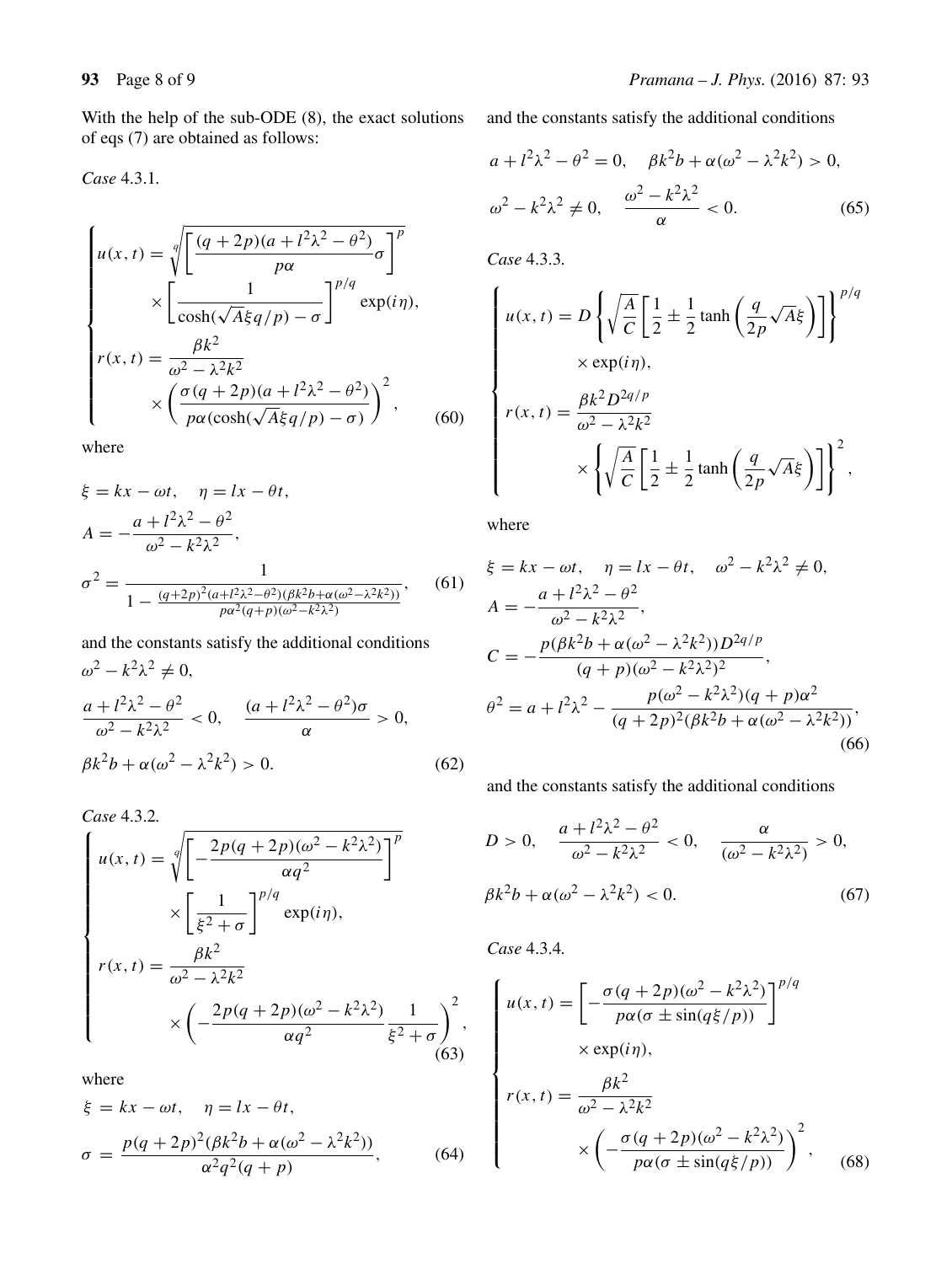With the help of the sub-ODE (8), the exact solutions of eqs (7) are obtained as follows:

*Case* 4.3.1.

$$
\begin{cases}
u(x,t) = \sqrt[q]{\left[\dfrac{(q+2p)(a+l^2\lambda^2-\theta^2)}{p\alpha}\sigma\right]^p} \\
\qquad \times \left[\dfrac{1}{\cosh(\sqrt{A}\xi q/p)-\sigma}\right]^{p/q}\exp(i\eta), \\
r(x,t) = \dfrac{\beta k^2}{\omega^2-\lambda^2k^2} \\
\qquad \times \left(\dfrac{\sigma(q+2p)(a+l^2\lambda^2-\theta^2)}{p\alpha(\cosh(\sqrt{A}\xi q/p)-\sigma)}\right)^2,
\end{cases}
\tag{60}
$$

where

$$
\begin{aligned}
&\xi = kx-\omega t, \quad \eta = lx-\theta t, \\
&A = -\frac{a+l^2\lambda^2-\theta^2}{\omega^2-k^2\lambda^2}, \\
&\sigma^2 = \frac{1}{1-\frac{(q+2p)^2(a+l^2\lambda^2-\theta^2)(\beta k^2b+\alpha(\omega^2-\lambda^2k^2))}{p\alpha^2(q+p)(\omega^2-k^2\lambda^2)}},
\end{aligned}
\tag{61}
$$

and the constants satisfy the additional conditions

$$
\begin{aligned}
&\omega^2-k^2\lambda^2 \neq 0, \\
&\frac{a+l^2\lambda^2-\theta^2}{\omega^2-k^2\lambda^2} < 0, \quad \frac{(a+l^2\lambda^2-\theta^2)\sigma}{\alpha} > 0, \\
&\beta k^2b+\alpha(\omega^2-\lambda^2k^2) > 0.
\end{aligned}
\tag{62}
$$

*Case* 4.3.2.

$$
\begin{cases}
u(x,t) = \sqrt[q]{\left[-\dfrac{2p(q+2p)(\omega^2-k^2\lambda^2)}{\alpha q^2}\right]^p} \\
\qquad \times \left[\dfrac{1}{\xi^2+\sigma}\right]^{p/q}\exp(i\eta), \\
r(x,t) = \dfrac{\beta k^2}{\omega^2-\lambda^2k^2} \\
\qquad \times \left(-\dfrac{2p(q+2p)(\omega^2-k^2\lambda^2)}{\alpha q^2}\dfrac{1}{\xi^2+\sigma}\right)^2,
\end{cases}
\tag{63}
$$

where

$$
\begin{aligned}
&\xi = kx-\omega t, \quad \eta = lx-\theta t, \\
&\sigma = \frac{p(q+2p)^2(\beta k^2b+\alpha(\omega^2-\lambda^2k^2))}{\alpha^2q^2(q+p)},
\end{aligned}
\tag{64}
$$

and the constants satisfy the additional conditions

$$
\begin{aligned}
&a+l^2\lambda^2-\theta^2 = 0, \quad \beta k^2b+\alpha(\omega^2-\lambda^2k^2) > 0, \\
&\omega^2-k^2\lambda^2 \neq 0, \quad \frac{\omega^2-k^2\lambda^2}{\alpha} < 0.
\end{aligned}
\tag{65}
$$

*Case* 4.3.3.

$$
\begin{cases}
u(x,t) = D\left\{\sqrt{\dfrac{A}{C}}\left[\dfrac{1}{2}\pm\dfrac{1}{2}\tanh\left(\dfrac{q}{2p}\sqrt{A}\xi\right)\right]\right\}^{p/q} \\
\qquad \times \exp(i\eta), \\
r(x,t) = \dfrac{\beta k^2D^{2q/p}}{\omega^2-\lambda^2k^2} \\
\qquad \times \left\{\sqrt{\dfrac{A}{C}}\left[\dfrac{1}{2}\pm\dfrac{1}{2}\tanh\left(\dfrac{q}{2p}\sqrt{A}\xi\right)\right]\right\}^2,
\end{cases}
$$

where

$$
\begin{aligned}
&\xi = kx-\omega t, \quad \eta = lx-\theta t, \quad \omega^2-k^2\lambda^2 \neq 0, \\
&A = -\frac{a+l^2\lambda^2-\theta^2}{\omega^2-k^2\lambda^2}, \\
&C = -\frac{p(\beta k^2b+\alpha(\omega^2-\lambda^2k^2))D^{2q/p}}{(q+p)(\omega^2-k^2\lambda^2)^2}, \\
&\theta^2 = a+l^2\lambda^2-\frac{p(\omega^2-k^2\lambda^2)(q+p)\alpha^2}{(q+2p)^2(\beta k^2b+\alpha(\omega^2-\lambda^2k^2))},
\end{aligned}
\tag{66}
$$

and the constants satisfy the additional conditions

$$
\begin{aligned}
&D > 0, \quad \frac{a+l^2\lambda^2-\theta^2}{\omega^2-k^2\lambda^2} < 0, \quad \frac{\alpha}{(\omega^2-k^2\lambda^2)} > 0, \\
&\beta k^2b+\alpha(\omega^2-\lambda^2k^2) < 0.
\end{aligned}
\tag{67}
$$

*Case* 4.3.4.

$$
\begin{cases}
u(x,t) = \left[-\dfrac{\sigma(q+2p)(\omega^2-k^2\lambda^2)}{p\alpha(\sigma\pm\sin(q\xi/p))}\right]^{p/q} \\
\qquad \times \exp(i\eta), \\
r(x,t) = \dfrac{\beta k^2}{\omega^2-\lambda^2k^2} \\
\qquad \times \left(-\dfrac{\sigma(q+2p)(\omega^2-k^2\lambda^2)}{p\alpha(\sigma\pm\sin(q\xi/p))}\right)^2,
\end{cases}
\tag{68}
$$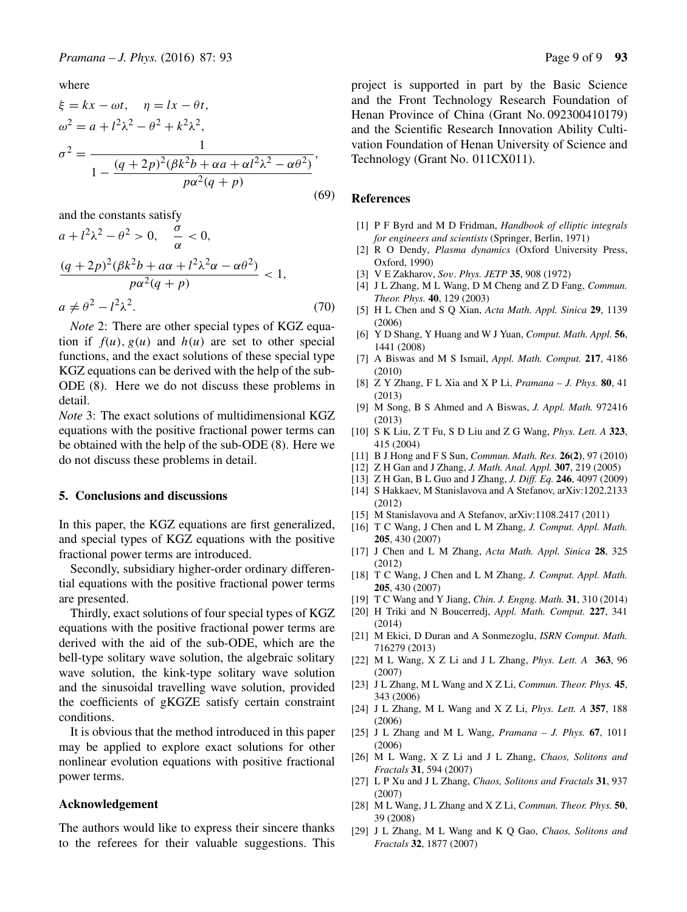where

$$
\xi = kx - \omega t, \quad \eta = lx - \theta t,
$$

$$
\omega^2 = a + l^2\lambda^2 - \theta^2 + k^2\lambda^2,
$$

$$
\sigma^2 = \frac{1}{1 - \dfrac{(q+2p)^2(\beta k^2 b + \alpha a + \alpha l^2\lambda^2 - \alpha\theta^2)}{p\alpha^2(q+p)}}, \tag{69}
$$

and the constants satisfy

$$
a + l^2\lambda^2 - \theta^2 > 0, \quad \frac{\sigma}{\alpha} < 0,
$$

$$
\frac{(q+2p)^2(\beta k^2 b + a\alpha + l^2\lambda^2\alpha - \alpha\theta^2)}{p\alpha^2(q+p)} < 1,
$$

$$
a \neq \theta^2 - l^2\lambda^2. \tag{70}
$$

*Note* 2: There are other special types of KGZ equation if $f(u)$, $g(u)$ and $h(u)$ are set to other special functions, and the exact solutions of these special type KGZ equations can be derived with the help of the sub-ODE (8). Here we do not discuss these problems in detail.

*Note* 3: The exact solutions of multidimensional KGZ equations with the positive fractional power terms can be obtained with the help of the sub-ODE (8). Here we do not discuss these problems in detail.

## 5. Conclusions and discussions

In this paper, the KGZ equations are first generalized, and special types of KGZ equations with the positive fractional power terms are introduced.

Secondly, subsidiary higher-order ordinary differential equations with the positive fractional power terms are presented.

Thirdly, exact solutions of four special types of KGZ equations with the positive fractional power terms are derived with the aid of the sub-ODE, which are the bell-type solitary wave solution, the algebraic solitary wave solution, the kink-type solitary wave solution and the sinusoidal travelling wave solution, provided the coefficients of gKGZE satisfy certain constraint conditions.

It is obvious that the method introduced in this paper may be applied to explore exact solutions for other nonlinear evolution equations with positive fractional power terms.

## Acknowledgement

The authors would like to express their sincere thanks to the referees for their valuable suggestions. This project is supported in part by the Basic Science and the Front Technology Research Foundation of Henan Province of China (Grant No. 092300410179) and the Scientific Research Innovation Ability Cultivation Foundation of Henan University of Science and Technology (Grant No. 011CX011).

## References

[1] P F Byrd and M D Fridman, *Handbook of elliptic integrals for engineers and scientists* (Springer, Berlin, 1971)
[2] R O Dendy, *Plasma dynamics* (Oxford University Press, Oxford, 1990)
[3] V E Zakharov, *Sov. Phys. JETP* **35**, 908 (1972)
[4] J L Zhang, M L Wang, D M Cheng and Z D Fang, *Commun. Theor. Phys.* **40**, 129 (2003)
[5] H L Chen and S Q Xian, *Acta Math. Appl. Sinica* **29**, 1139 (2006)
[6] Y D Shang, Y Huang and W J Yuan, *Comput. Math. Appl.* **56**, 1441 (2008)
[7] A Biswas and M S Ismail, *Appl. Math. Comput.* **217**, 4186 (2010)
[8] Z Y Zhang, F L Xia and X P Li, *Pramana – J. Phys.* **80**, 41 (2013)
[9] M Song, B S Ahmed and A Biswas, *J. Appl. Math.* 972416 (2013)
[10] S K Liu, Z T Fu, S D Liu and Z G Wang, *Phys. Lett. A* **323**, 415 (2004)
[11] B J Hong and F S Sun, *Commun. Math. Res.* **26(2)**, 97 (2010)
[12] Z H Gan and J Zhang, *J. Math. Anal. Appl.* **307**, 219 (2005)
[13] Z H Gan, B L Guo and J Zhang, *J. Diff. Eq.* **246**, 4097 (2009)
[14] S Hakkaev, M Stanislavova and A Stefanov, arXiv:1202.2133 (2012)
[15] M Stanislavova and A Stefanov, arXiv:1108.2417 (2011)
[16] T C Wang, J Chen and L M Zhang, *J. Comput. Appl. Math.* **205**, 430 (2007)
[17] J Chen and L M Zhang, *Acta Math. Appl. Sinica* **28**, 325 (2012)
[18] T C Wang, J Chen and L M Zhang, *J. Comput. Appl. Math.* **205**, 430 (2007)
[19] T C Wang and Y Jiang, *Chin. J. Engng. Math.* **31**, 310 (2014)
[20] H Triki and N Boucerredj, *Appl. Math. Comput.* **227**, 341 (2014)
[21] M Ekici, D Duran and A Sonmezoglu, *ISRN Comput. Math.* 716279 (2013)
[22] M L Wang, X Z Li and J L Zhang, *Phys. Lett. A* **363**, 96 (2007)
[23] J L Zhang, M L Wang and X Z Li, *Commun. Theor. Phys.* **45**, 343 (2006)
[24] J L Zhang, M L Wang and X Z Li, *Phys. Lett. A* **357**, 188 (2006)
[25] J L Zhang and M L Wang, *Pramana – J. Phys.* **67**, 1011 (2006)
[26] M L Wang, X Z Li and J L Zhang, *Chaos, Solitons and Fractals* **31**, 594 (2007)
[27] L P Xu and J L Zhang, *Chaos, Solitons and Fractals* **31**, 937 (2007)
[28] M L Wang, J L Zhang and X Z Li, *Commun. Theor. Phys.* **50**, 39 (2008)
[29] J L Zhang, M L Wang and K Q Gao, *Chaos, Solitons and Fractals* **32**, 1877 (2007)